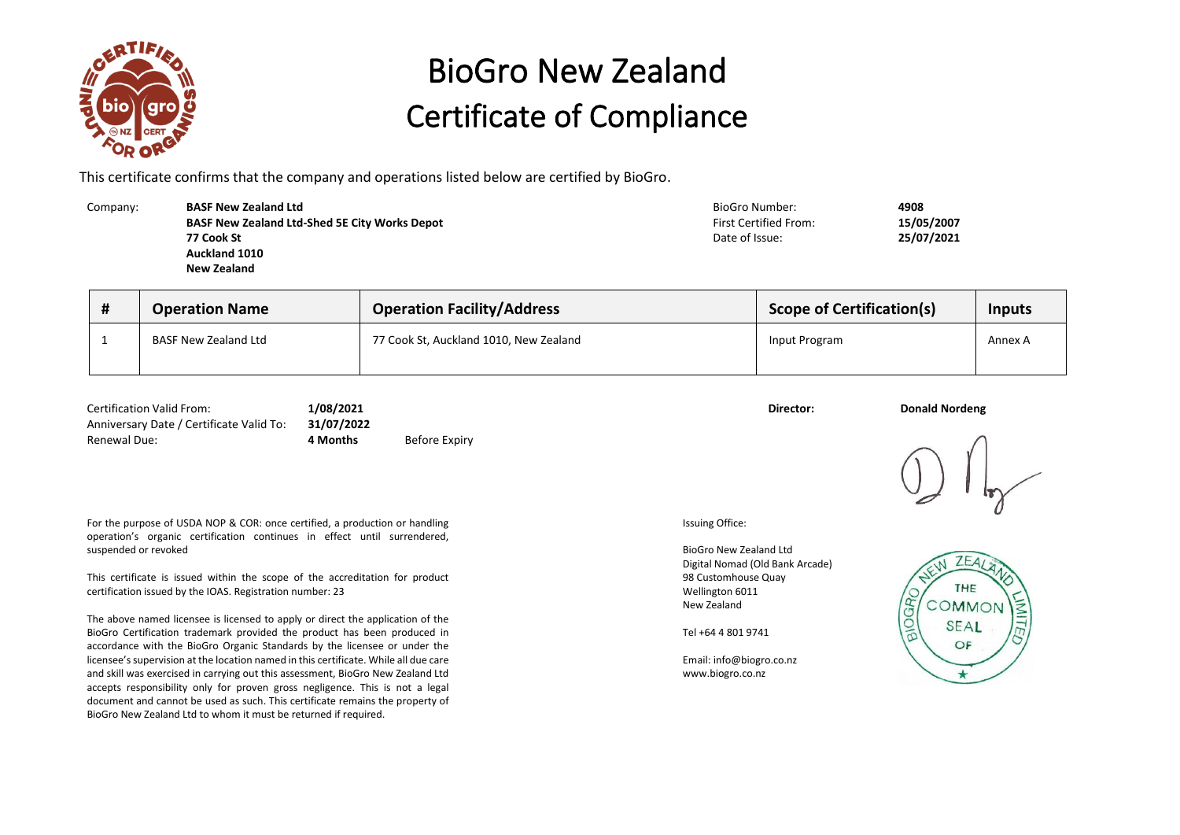# BioGro New Zealand
# Certificate of Compliance

This certificate confirms that the company and operations listed below are certified by BioGro.

Company: **BASF New Zealand Ltd**
**BASF New Zealand Ltd-Shed 5E City Works Depot**
**77 Cook St**
**Auckland 1010**
**New Zealand**

BioGro Number: **4908**
First Certified From: **15/05/2007**
Date of Issue: **25/07/2021**

| # | Operation Name | Operation Facility/Address | Scope of Certification(s) | Inputs |
|---|---|---|---|---|
| 1 | BASF New Zealand Ltd | 77 Cook St, Auckland 1010, New Zealand | Input Program | Annex A |

Certification Valid From: **1/08/2021**
Anniversary Date / Certificate Valid To: **31/07/2022**
Renewal Due: **4 Months** Before Expiry

**Director:** **Donald Nordeng**

For the purpose of USDA NOP & COR: once certified, a production or handling operation's organic certification continues in effect until surrendered, suspended or revoked

This certificate is issued within the scope of the accreditation for product certification issued by the IOAS. Registration number: 23

The above named licensee is licensed to apply or direct the application of the BioGro Certification trademark provided the product has been produced in accordance with the BioGro Organic Standards by the licensee or under the licensee's supervision at the location named in this certificate. While all due care and skill was exercised in carrying out this assessment, BioGro New Zealand Ltd accepts responsibility only for proven gross negligence. This is not a legal document and cannot be used as such. This certificate remains the property of BioGro New Zealand Ltd to whom it must be returned if required.

Issuing Office:

BioGro New Zealand Ltd
Digital Nomad (Old Bank Arcade)
98 Customhouse Quay
Wellington 6011
New Zealand

Tel +64 4 801 9741

Email: info@biogro.co.nz
www.biogro.co.nz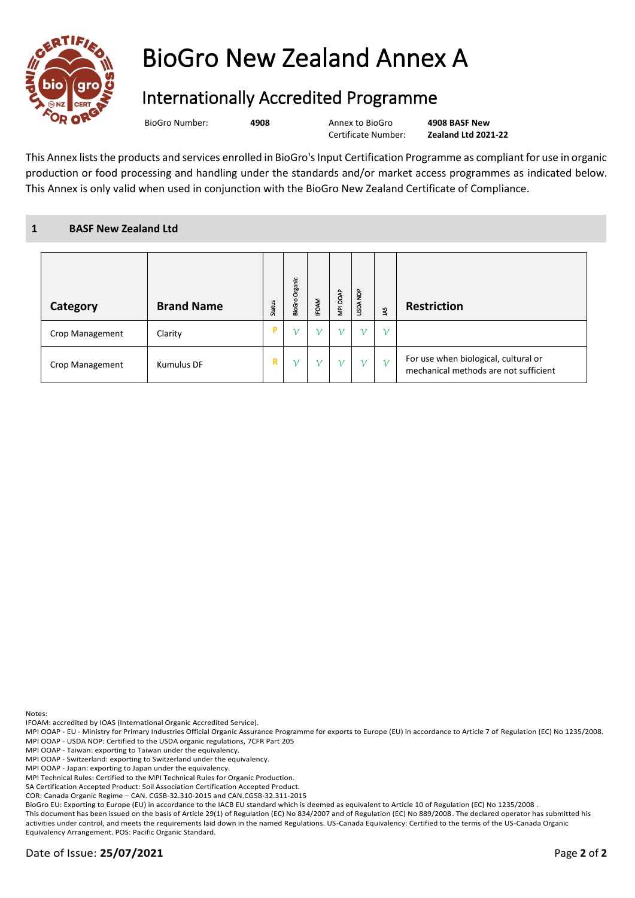# BioGro New Zealand Annex A

## Internationally Accredited Programme

BioGro Number: **4908** Annex to BioGro Certificate Number: **4908 BASF New Zealand Ltd 2021-22**

This Annex lists the products and services enrolled in BioGro's Input Certification Programme as compliant for use in organic production or food processing and handling under the standards and/or market access programmes as indicated below. This Annex is only valid when used in conjunction with the BioGro New Zealand Certificate of Compliance.

### 1 BASF New Zealand Ltd

| Category | Brand Name | Status | BioGro Organic | IFOAM | MPI OOAP | USDA NOP | JAS | Restriction |
|---|---|---|---|---|---|---|---|---|
| Crop Management | Clarity | P | √ | √ | √ | √ | √ | |
| Crop Management | Kumulus DF | R | √ | √ | √ | √ | √ | For use when biological, cultural or mechanical methods are not sufficient |

Notes:
IFOAM: accredited by IOAS (International Organic Accredited Service).
MPI OOAP - EU - Ministry for Primary Industries Official Organic Assurance Programme for exports to Europe (EU) in accordance to Article 7 of Regulation (EC) No 1235/2008.
MPI OOAP - USDA NOP: Certified to the USDA organic regulations, 7CFR Part 205
MPI OOAP - Taiwan: exporting to Taiwan under the equivalency.
MPI OOAP - Switzerland: exporting to Switzerland under the equivalency.
MPI OOAP - Japan: exporting to Japan under the equivalency.
MPI Technical Rules: Certified to the MPI Technical Rules for Organic Production.
SA Certification Accepted Product: Soil Association Certification Accepted Product.
COR: Canada Organic Regime – CAN. CGSB-32.310-2015 and CAN.CGSB-32.311-2015
BioGro EU: Exporting to Europe (EU) in accordance to the IACB EU standard which is deemed as equivalent to Article 10 of Regulation (EC) No 1235/2008 .
This document has been issued on the basis of Article 29(1) of Regulation (EC) No 834/2007 and of Regulation (EC) No 889/2008. The declared operator has submitted his activities under control, and meets the requirements laid down in the named Regulations. US-Canada Equivalency: Certified to the terms of the US-Canada Organic Equivalency Arrangement. POS: Pacific Organic Standard.

Date of Issue: **25/07/2021**